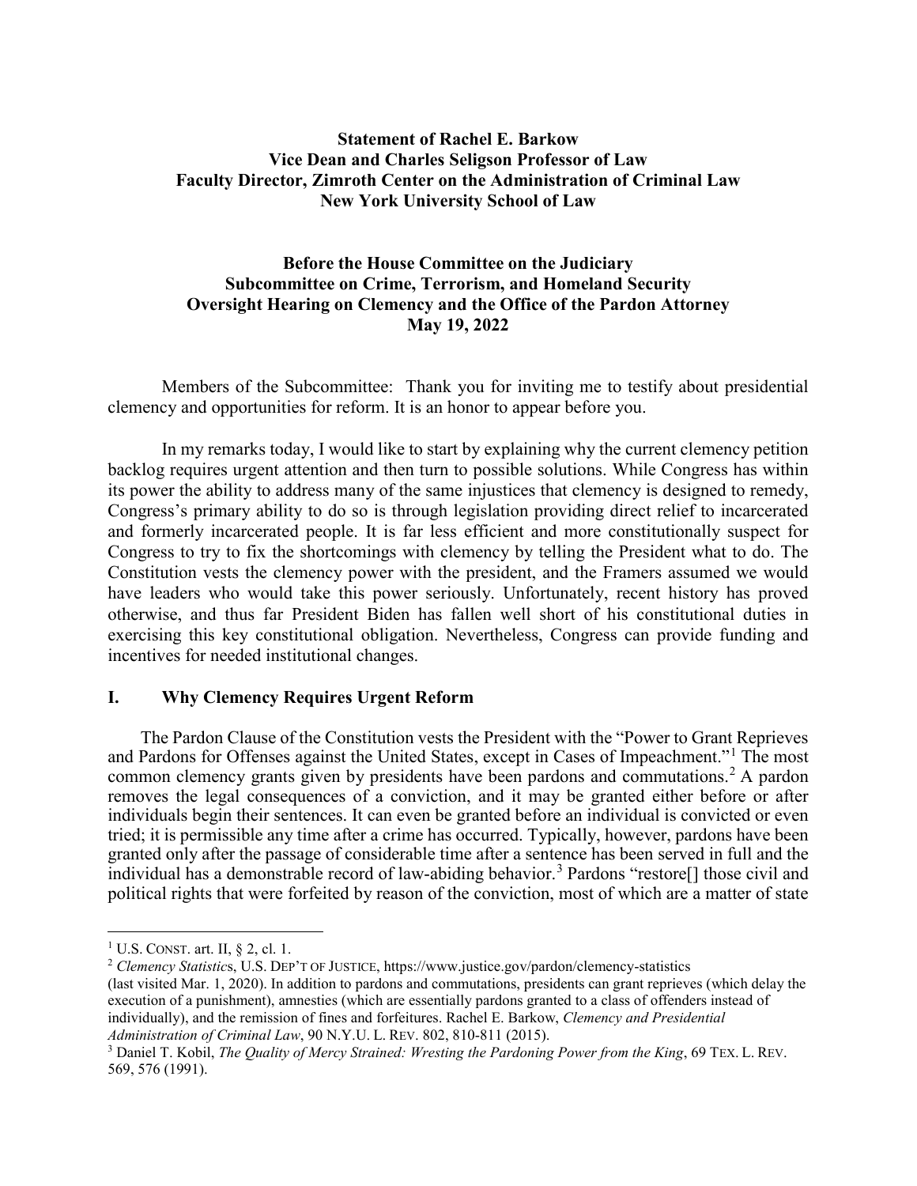**Statement of Rachel E. Barkow**
**Vice Dean and Charles Seligson Professor of Law**
**Faculty Director, Zimroth Center on the Administration of Criminal Law**
**New York University School of Law**

**Before the House Committee on the Judiciary**
**Subcommittee on Crime, Terrorism, and Homeland Security**
**Oversight Hearing on Clemency and the Office of the Pardon Attorney**
**May 19, 2022**

Members of the Subcommittee: Thank you for inviting me to testify about presidential clemency and opportunities for reform. It is an honor to appear before you.

In my remarks today, I would like to start by explaining why the current clemency petition backlog requires urgent attention and then turn to possible solutions. While Congress has within its power the ability to address many of the same injustices that clemency is designed to remedy, Congress's primary ability to do so is through legislation providing direct relief to incarcerated and formerly incarcerated people. It is far less efficient and more constitutionally suspect for Congress to try to fix the shortcomings with clemency by telling the President what to do. The Constitution vests the clemency power with the president, and the Framers assumed we would have leaders who would take this power seriously. Unfortunately, recent history has proved otherwise, and thus far President Biden has fallen well short of his constitutional duties in exercising this key constitutional obligation. Nevertheless, Congress can provide funding and incentives for needed institutional changes.

## I. Why Clemency Requires Urgent Reform

The Pardon Clause of the Constitution vests the President with the "Power to Grant Reprieves and Pardons for Offenses against the United States, except in Cases of Impeachment."[1] The most common clemency grants given by presidents have been pardons and commutations.[2] A pardon removes the legal consequences of a conviction, and it may be granted either before or after individuals begin their sentences. It can even be granted before an individual is convicted or even tried; it is permissible any time after a crime has occurred. Typically, however, pardons have been granted only after the passage of considerable time after a sentence has been served in full and the individual has a demonstrable record of law-abiding behavior.[3] Pardons "restore[] those civil and political rights that were forfeited by reason of the conviction, most of which are a matter of state

---

[1] U.S. CONST. art. II, § 2, cl. 1.

[2] *Clemency Statistics*, U.S. DEP'T OF JUSTICE, https://www.justice.gov/pardon/clemency-statistics (last visited Mar. 1, 2020). In addition to pardons and commutations, presidents can grant reprieves (which delay the execution of a punishment), amnesties (which are essentially pardons granted to a class of offenders instead of individually), and the remission of fines and forfeitures. Rachel E. Barkow, *Clemency and Presidential Administration of Criminal Law*, 90 N.Y.U. L. REV. 802, 810-811 (2015).

[3] Daniel T. Kobil, *The Quality of Mercy Strained: Wresting the Pardoning Power from the King*, 69 TEX. L. REV. 569, 576 (1991).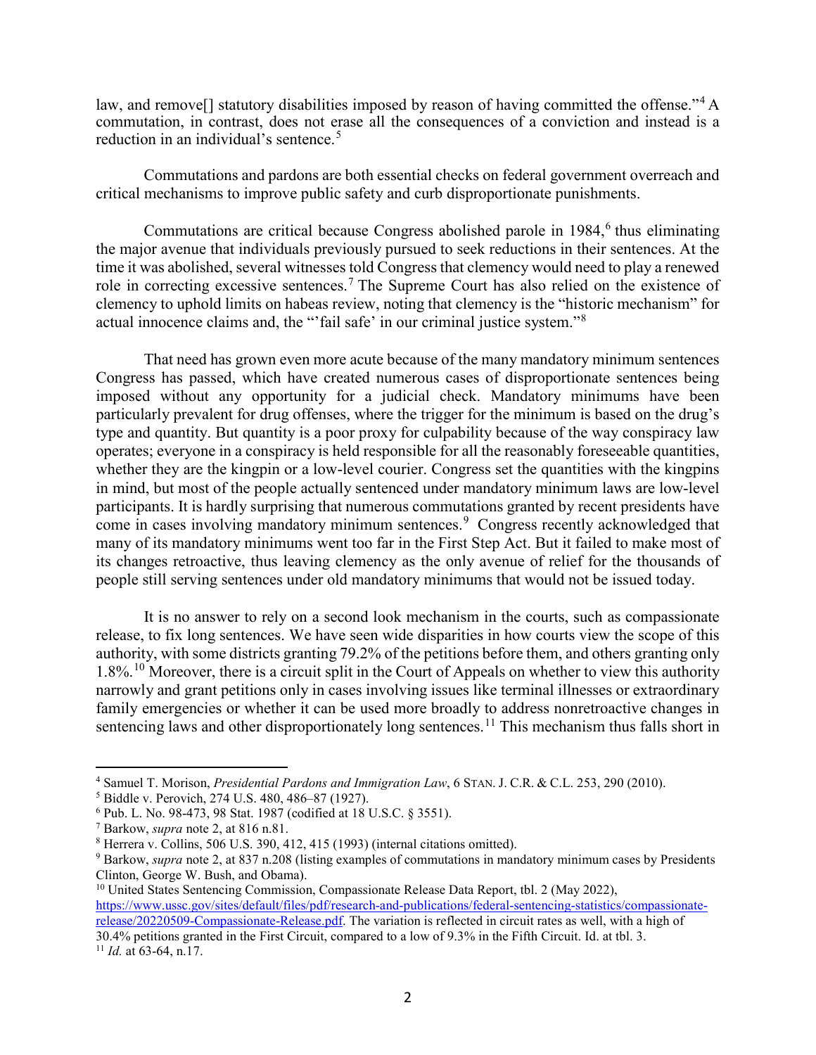law, and remove[] statutory disabilities imposed by reason of having committed the offense."[4] A commutation, in contrast, does not erase all the consequences of a conviction and instead is a reduction in an individual's sentence.[5]

Commutations and pardons are both essential checks on federal government overreach and critical mechanisms to improve public safety and curb disproportionate punishments.

Commutations are critical because Congress abolished parole in 1984,[6] thus eliminating the major avenue that individuals previously pursued to seek reductions in their sentences. At the time it was abolished, several witnesses told Congress that clemency would need to play a renewed role in correcting excessive sentences.[7] The Supreme Court has also relied on the existence of clemency to uphold limits on habeas review, noting that clemency is the "historic mechanism" for actual innocence claims and, the "'fail safe' in our criminal justice system."[8]

That need has grown even more acute because of the many mandatory minimum sentences Congress has passed, which have created numerous cases of disproportionate sentences being imposed without any opportunity for a judicial check. Mandatory minimums have been particularly prevalent for drug offenses, where the trigger for the minimum is based on the drug's type and quantity. But quantity is a poor proxy for culpability because of the way conspiracy law operates; everyone in a conspiracy is held responsible for all the reasonably foreseeable quantities, whether they are the kingpin or a low-level courier. Congress set the quantities with the kingpins in mind, but most of the people actually sentenced under mandatory minimum laws are low-level participants. It is hardly surprising that numerous commutations granted by recent presidents have come in cases involving mandatory minimum sentences.[9] Congress recently acknowledged that many of its mandatory minimums went too far in the First Step Act. But it failed to make most of its changes retroactive, thus leaving clemency as the only avenue of relief for the thousands of people still serving sentences under old mandatory minimums that would not be issued today.

It is no answer to rely on a second look mechanism in the courts, such as compassionate release, to fix long sentences. We have seen wide disparities in how courts view the scope of this authority, with some districts granting 79.2% of the petitions before them, and others granting only 1.8%.[10] Moreover, there is a circuit split in the Court of Appeals on whether to view this authority narrowly and grant petitions only in cases involving issues like terminal illnesses or extraordinary family emergencies or whether it can be used more broadly to address nonretroactive changes in sentencing laws and other disproportionately long sentences.[11] This mechanism thus falls short in

---

[4] Samuel T. Morison, *Presidential Pardons and Immigration Law*, 6 STAN. J. C.R. & C.L. 253, 290 (2010).

[5] Biddle v. Perovich, 274 U.S. 480, 486–87 (1927).

[6] Pub. L. No. 98-473, 98 Stat. 1987 (codified at 18 U.S.C. § 3551).

[7] Barkow, *supra* note 2, at 816 n.81.

[8] Herrera v. Collins, 506 U.S. 390, 412, 415 (1993) (internal citations omitted).

[9] Barkow, *supra* note 2, at 837 n.208 (listing examples of commutations in mandatory minimum cases by Presidents Clinton, George W. Bush, and Obama).

[10] United States Sentencing Commission, Compassionate Release Data Report, tbl. 2 (May 2022), https://www.ussc.gov/sites/default/files/pdf/research-and-publications/federal-sentencing-statistics/compassionate-release/20220509-Compassionate-Release.pdf. The variation is reflected in circuit rates as well, with a high of 30.4% petitions granted in the First Circuit, compared to a low of 9.3% in the Fifth Circuit. Id. at tbl. 3.

[11] *Id.* at 63-64, n.17.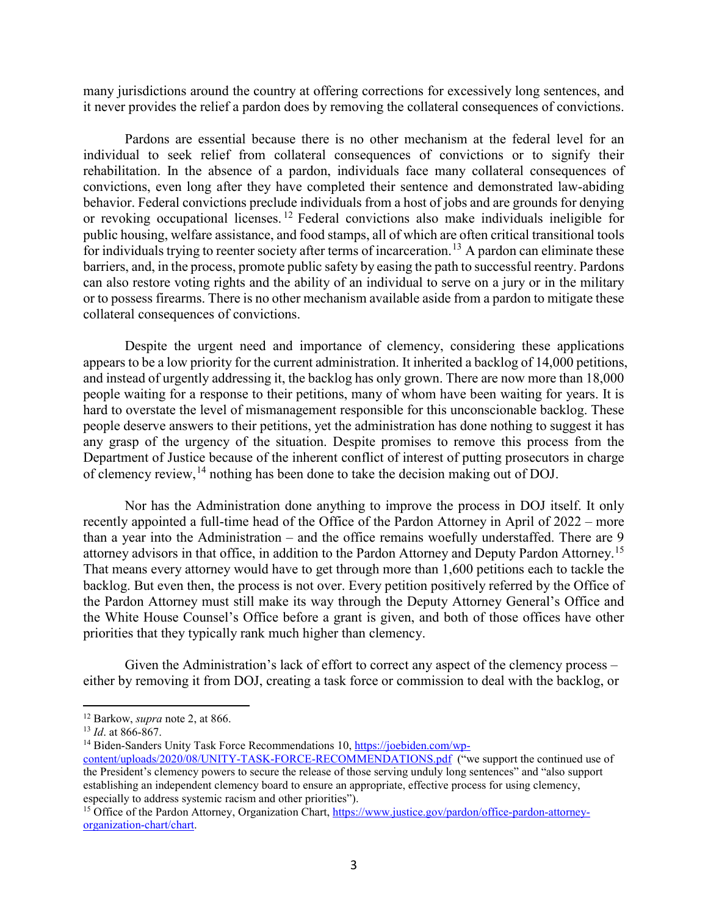many jurisdictions around the country at offering corrections for excessively long sentences, and it never provides the relief a pardon does by removing the collateral consequences of convictions.

Pardons are essential because there is no other mechanism at the federal level for an individual to seek relief from collateral consequences of convictions or to signify their rehabilitation. In the absence of a pardon, individuals face many collateral consequences of convictions, even long after they have completed their sentence and demonstrated law-abiding behavior. Federal convictions preclude individuals from a host of jobs and are grounds for denying or revoking occupational licenses.[12] Federal convictions also make individuals ineligible for public housing, welfare assistance, and food stamps, all of which are often critical transitional tools for individuals trying to reenter society after terms of incarceration.[13] A pardon can eliminate these barriers, and, in the process, promote public safety by easing the path to successful reentry. Pardons can also restore voting rights and the ability of an individual to serve on a jury or in the military or to possess firearms. There is no other mechanism available aside from a pardon to mitigate these collateral consequences of convictions.

Despite the urgent need and importance of clemency, considering these applications appears to be a low priority for the current administration. It inherited a backlog of 14,000 petitions, and instead of urgently addressing it, the backlog has only grown. There are now more than 18,000 people waiting for a response to their petitions, many of whom have been waiting for years. It is hard to overstate the level of mismanagement responsible for this unconscionable backlog. These people deserve answers to their petitions, yet the administration has done nothing to suggest it has any grasp of the urgency of the situation. Despite promises to remove this process from the Department of Justice because of the inherent conflict of interest of putting prosecutors in charge of clemency review,[14] nothing has been done to take the decision making out of DOJ.

Nor has the Administration done anything to improve the process in DOJ itself. It only recently appointed a full-time head of the Office of the Pardon Attorney in April of 2022 – more than a year into the Administration – and the office remains woefully understaffed. There are 9 attorney advisors in that office, in addition to the Pardon Attorney and Deputy Pardon Attorney.[15] That means every attorney would have to get through more than 1,600 petitions each to tackle the backlog. But even then, the process is not over. Every petition positively referred by the Office of the Pardon Attorney must still make its way through the Deputy Attorney General's Office and the White House Counsel's Office before a grant is given, and both of those offices have other priorities that they typically rank much higher than clemency.

Given the Administration's lack of effort to correct any aspect of the clemency process – either by removing it from DOJ, creating a task force or commission to deal with the backlog, or

---

[12] Barkow, *supra* note 2, at 866.

[13] *Id*. at 866-867.

[14] Biden-Sanders Unity Task Force Recommendations 10, https://joebiden.com/wp-content/uploads/2020/08/UNITY-TASK-FORCE-RECOMMENDATIONS.pdf ("we support the continued use of the President's clemency powers to secure the release of those serving unduly long sentences" and "also support establishing an independent clemency board to ensure an appropriate, effective process for using clemency, especially to address systemic racism and other priorities").

[15] Office of the Pardon Attorney, Organization Chart, https://www.justice.gov/pardon/office-pardon-attorney-organization-chart/chart.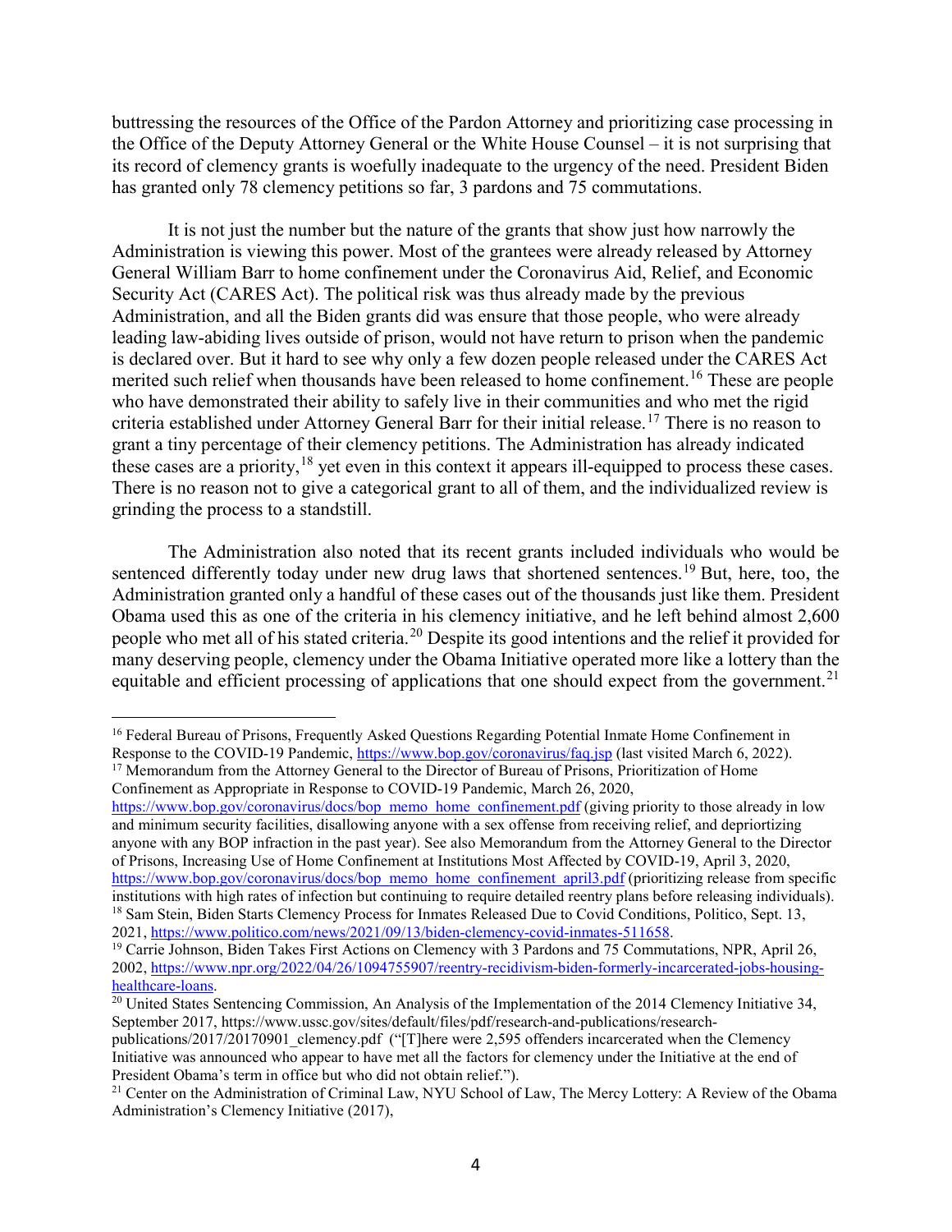buttressing the resources of the Office of the Pardon Attorney and prioritizing case processing in the Office of the Deputy Attorney General or the White House Counsel – it is not surprising that its record of clemency grants is woefully inadequate to the urgency of the need. President Biden has granted only 78 clemency petitions so far, 3 pardons and 75 commutations.

It is not just the number but the nature of the grants that show just how narrowly the Administration is viewing this power. Most of the grantees were already released by Attorney General William Barr to home confinement under the Coronavirus Aid, Relief, and Economic Security Act (CARES Act). The political risk was thus already made by the previous Administration, and all the Biden grants did was ensure that those people, who were already leading law-abiding lives outside of prison, would not have return to prison when the pandemic is declared over. But it hard to see why only a few dozen people released under the CARES Act merited such relief when thousands have been released to home confinement.[16] These are people who have demonstrated their ability to safely live in their communities and who met the rigid criteria established under Attorney General Barr for their initial release.[17] There is no reason to grant a tiny percentage of their clemency petitions. The Administration has already indicated these cases are a priority,[18] yet even in this context it appears ill-equipped to process these cases. There is no reason not to give a categorical grant to all of them, and the individualized review is grinding the process to a standstill.

The Administration also noted that its recent grants included individuals who would be sentenced differently today under new drug laws that shortened sentences.[19] But, here, too, the Administration granted only a handful of these cases out of the thousands just like them. President Obama used this as one of the criteria in his clemency initiative, and he left behind almost 2,600 people who met all of his stated criteria.[20] Despite its good intentions and the relief it provided for many deserving people, clemency under the Obama Initiative operated more like a lottery than the equitable and efficient processing of applications that one should expect from the government.[21]

---

[16] Federal Bureau of Prisons, Frequently Asked Questions Regarding Potential Inmate Home Confinement in Response to the COVID-19 Pandemic, https://www.bop.gov/coronavirus/faq.jsp (last visited March 6, 2022).

[17] Memorandum from the Attorney General to the Director of Bureau of Prisons, Prioritization of Home Confinement as Appropriate in Response to COVID-19 Pandemic, March 26, 2020, https://www.bop.gov/coronavirus/docs/bop_memo_home_confinement.pdf (giving priority to those already in low and minimum security facilities, disallowing anyone with a sex offense from receiving relief, and depriortizing anyone with any BOP infraction in the past year). See also Memorandum from the Attorney General to the Director of Prisons, Increasing Use of Home Confinement at Institutions Most Affected by COVID-19, April 3, 2020, https://www.bop.gov/coronavirus/docs/bop_memo_home_confinement_april3.pdf (prioritizing release from specific institutions with high rates of infection but continuing to require detailed reentry plans before releasing individuals).

[18] Sam Stein, Biden Starts Clemency Process for Inmates Released Due to Covid Conditions, Politico, Sept. 13, 2021, https://www.politico.com/news/2021/09/13/biden-clemency-covid-inmates-511658.

[19] Carrie Johnson, Biden Takes First Actions on Clemency with 3 Pardons and 75 Commutations, NPR, April 26, 2002, https://www.npr.org/2022/04/26/1094755907/reentry-recidivism-biden-formerly-incarcerated-jobs-housing-healthcare-loans.

[20] United States Sentencing Commission, An Analysis of the Implementation of the 2014 Clemency Initiative 34, September 2017, https://www.ussc.gov/sites/default/files/pdf/research-and-publications/research-publications/2017/20170901_clemency.pdf ("[T]here were 2,595 offenders incarcerated when the Clemency Initiative was announced who appear to have met all the factors for clemency under the Initiative at the end of President Obama's term in office but who did not obtain relief.").

[21] Center on the Administration of Criminal Law, NYU School of Law, The Mercy Lottery: A Review of the Obama Administration's Clemency Initiative (2017),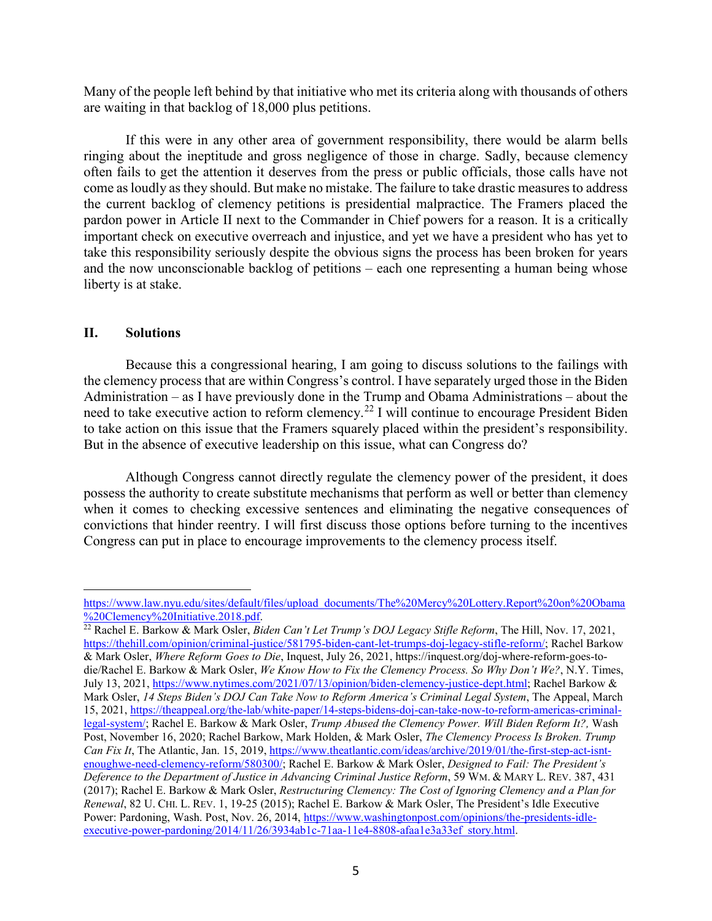Many of the people left behind by that initiative who met its criteria along with thousands of others are waiting in that backlog of 18,000 plus petitions.

If this were in any other area of government responsibility, there would be alarm bells ringing about the ineptitude and gross negligence of those in charge. Sadly, because clemency often fails to get the attention it deserves from the press or public officials, those calls have not come as loudly as they should. But make no mistake. The failure to take drastic measures to address the current backlog of clemency petitions is presidential malpractice. The Framers placed the pardon power in Article II next to the Commander in Chief powers for a reason. It is a critically important check on executive overreach and injustice, and yet we have a president who has yet to take this responsibility seriously despite the obvious signs the process has been broken for years and the now unconscionable backlog of petitions – each one representing a human being whose liberty is at stake.

## II. Solutions

Because this a congressional hearing, I am going to discuss solutions to the failings with the clemency process that are within Congress's control. I have separately urged those in the Biden Administration – as I have previously done in the Trump and Obama Administrations – about the need to take executive action to reform clemency.[22] I will continue to encourage President Biden to take action on this issue that the Framers squarely placed within the president's responsibility. But in the absence of executive leadership on this issue, what can Congress do?

Although Congress cannot directly regulate the clemency power of the president, it does possess the authority to create substitute mechanisms that perform as well or better than clemency when it comes to checking excessive sentences and eliminating the negative consequences of convictions that hinder reentry. I will first discuss those options before turning to the incentives Congress can put in place to encourage improvements to the clemency process itself.

---

https://www.law.nyu.edu/sites/default/files/upload_documents/The%20Mercy%20Lottery.Report%20on%20Obama%20Clemency%20Initiative.2018.pdf.

[22] Rachel E. Barkow & Mark Osler, *Biden Can't Let Trump's DOJ Legacy Stifle Reform*, The Hill, Nov. 17, 2021, https://thehill.com/opinion/criminal-justice/581795-biden-cant-let-trumps-doj-legacy-stifle-reform/; Rachel Barkow & Mark Osler, *Where Reform Goes to Die*, Inquest, July 26, 2021, https://inquest.org/doj-where-reform-goes-to-die/Rachel E. Barkow & Mark Osler, *We Know How to Fix the Clemency Process. So Why Don't We?*, N.Y. Times, July 13, 2021, https://www.nytimes.com/2021/07/13/opinion/biden-clemency-justice-dept.html; Rachel Barkow & Mark Osler, *14 Steps Biden's DOJ Can Take Now to Reform America's Criminal Legal System*, The Appeal, March 15, 2021, https://theappeal.org/the-lab/white-paper/14-steps-bidens-doj-can-take-now-to-reform-americas-criminal-legal-system/; Rachel E. Barkow & Mark Osler, *Trump Abused the Clemency Power. Will Biden Reform It?,* Wash Post, November 16, 2020; Rachel Barkow, Mark Holden, & Mark Osler, *The Clemency Process Is Broken. Trump Can Fix It*, The Atlantic, Jan. 15, 2019, https://www.theatlantic.com/ideas/archive/2019/01/the-first-step-act-isnt-enoughwe-need-clemency-reform/580300/; Rachel E. Barkow & Mark Osler, *Designed to Fail: The President's Deference to the Department of Justice in Advancing Criminal Justice Reform*, 59 WM. & MARY L. REV. 387, 431 (2017); Rachel E. Barkow & Mark Osler, *Restructuring Clemency: The Cost of Ignoring Clemency and a Plan for Renewal*, 82 U. CHI. L. REV. 1, 19-25 (2015); Rachel E. Barkow & Mark Osler, The President's Idle Executive Power: Pardoning, Wash. Post, Nov. 26, 2014, https://www.washingtonpost.com/opinions/the-presidents-idle-executive-power-pardoning/2014/11/26/3934ab1c-71aa-11e4-8808-afaa1e3a33ef_story.html.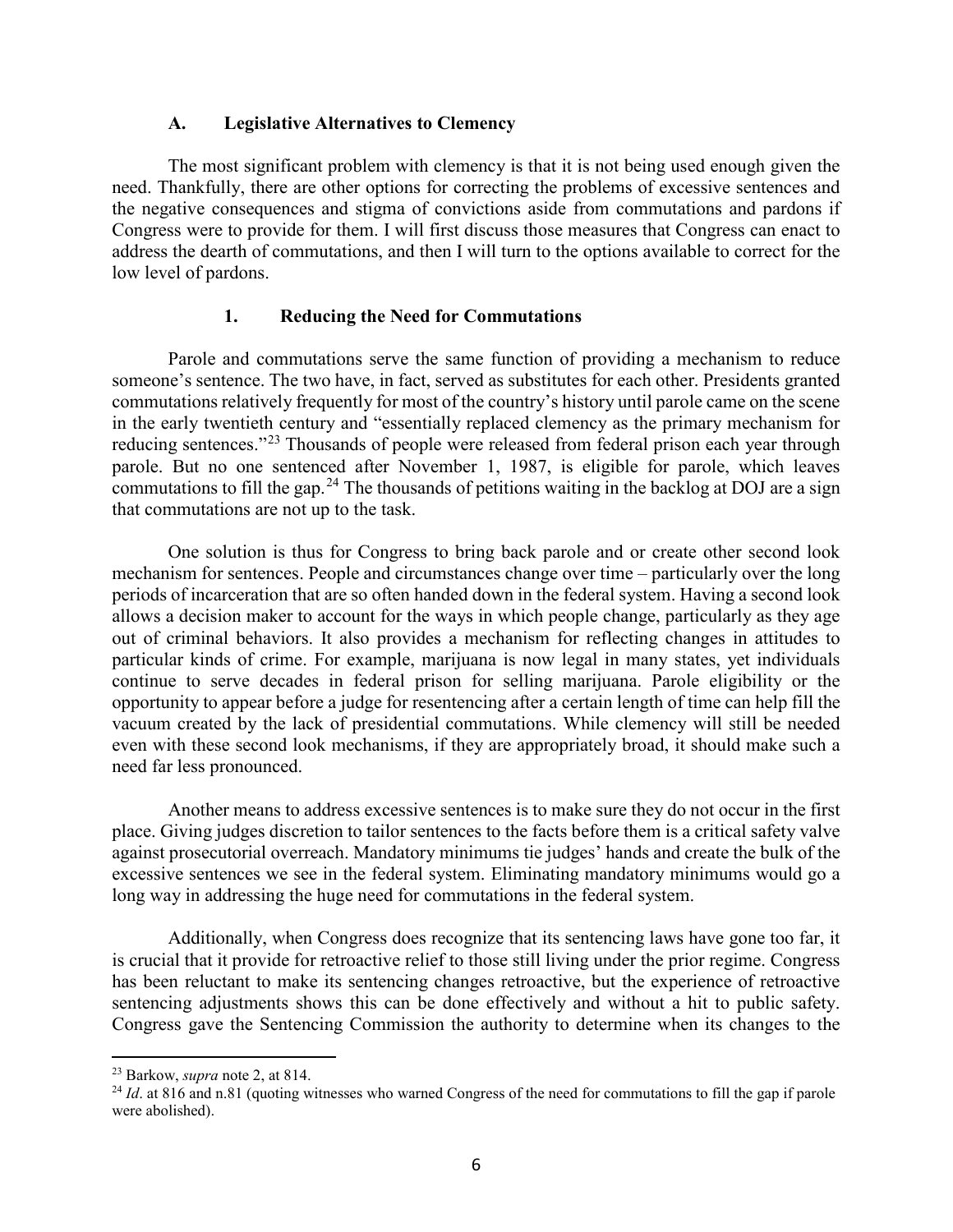### A. Legislative Alternatives to Clemency

The most significant problem with clemency is that it is not being used enough given the need. Thankfully, there are other options for correcting the problems of excessive sentences and the negative consequences and stigma of convictions aside from commutations and pardons if Congress were to provide for them. I will first discuss those measures that Congress can enact to address the dearth of commutations, and then I will turn to the options available to correct for the low level of pardons.

#### 1. Reducing the Need for Commutations

Parole and commutations serve the same function of providing a mechanism to reduce someone's sentence. The two have, in fact, served as substitutes for each other. Presidents granted commutations relatively frequently for most of the country's history until parole came on the scene in the early twentieth century and "essentially replaced clemency as the primary mechanism for reducing sentences."[23] Thousands of people were released from federal prison each year through parole. But no one sentenced after November 1, 1987, is eligible for parole, which leaves commutations to fill the gap.[24] The thousands of petitions waiting in the backlog at DOJ are a sign that commutations are not up to the task.

One solution is thus for Congress to bring back parole and or create other second look mechanism for sentences. People and circumstances change over time – particularly over the long periods of incarceration that are so often handed down in the federal system. Having a second look allows a decision maker to account for the ways in which people change, particularly as they age out of criminal behaviors. It also provides a mechanism for reflecting changes in attitudes to particular kinds of crime. For example, marijuana is now legal in many states, yet individuals continue to serve decades in federal prison for selling marijuana. Parole eligibility or the opportunity to appear before a judge for resentencing after a certain length of time can help fill the vacuum created by the lack of presidential commutations. While clemency will still be needed even with these second look mechanisms, if they are appropriately broad, it should make such a need far less pronounced.

Another means to address excessive sentences is to make sure they do not occur in the first place. Giving judges discretion to tailor sentences to the facts before them is a critical safety valve against prosecutorial overreach. Mandatory minimums tie judges' hands and create the bulk of the excessive sentences we see in the federal system. Eliminating mandatory minimums would go a long way in addressing the huge need for commutations in the federal system.

Additionally, when Congress does recognize that its sentencing laws have gone too far, it is crucial that it provide for retroactive relief to those still living under the prior regime. Congress has been reluctant to make its sentencing changes retroactive, but the experience of retroactive sentencing adjustments shows this can be done effectively and without a hit to public safety. Congress gave the Sentencing Commission the authority to determine when its changes to the

---

[23] Barkow, *supra* note 2, at 814.

[24] *Id*. at 816 and n.81 (quoting witnesses who warned Congress of the need for commutations to fill the gap if parole were abolished).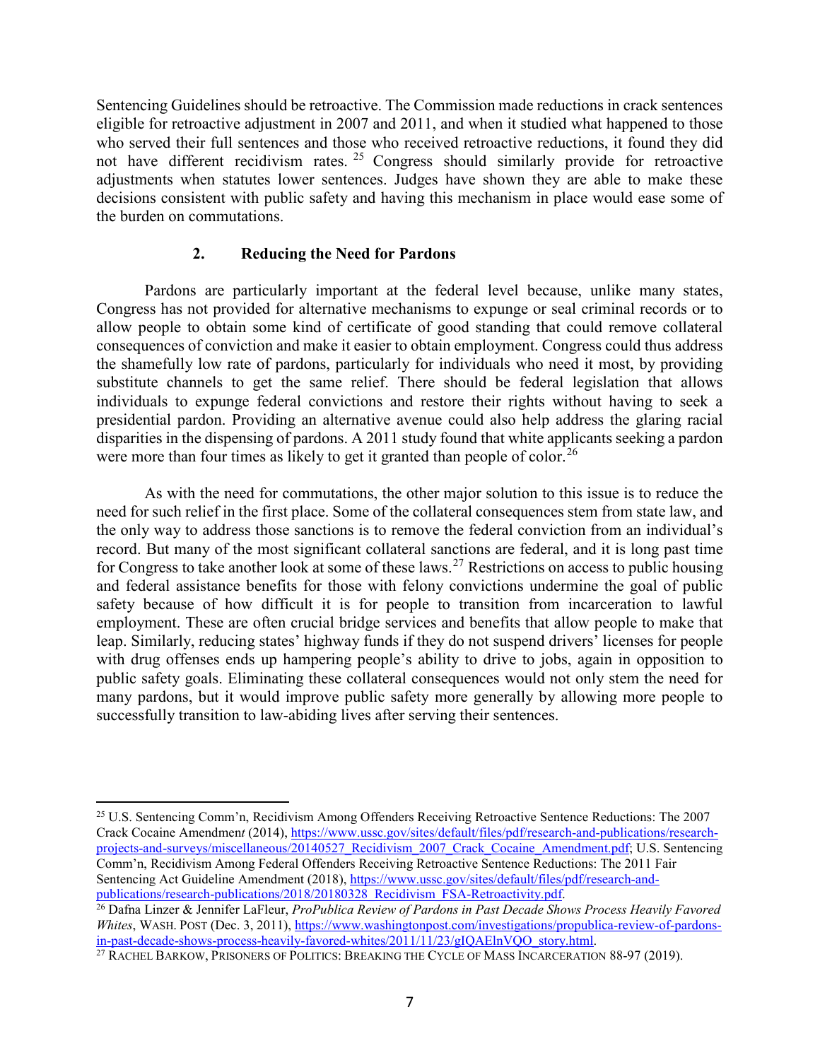Sentencing Guidelines should be retroactive. The Commission made reductions in crack sentences eligible for retroactive adjustment in 2007 and 2011, and when it studied what happened to those who served their full sentences and those who received retroactive reductions, it found they did not have different recidivism rates.[25] Congress should similarly provide for retroactive adjustments when statutes lower sentences. Judges have shown they are able to make these decisions consistent with public safety and having this mechanism in place would ease some of the burden on commutations.

### 2. Reducing the Need for Pardons

Pardons are particularly important at the federal level because, unlike many states, Congress has not provided for alternative mechanisms to expunge or seal criminal records or to allow people to obtain some kind of certificate of good standing that could remove collateral consequences of conviction and make it easier to obtain employment. Congress could thus address the shamefully low rate of pardons, particularly for individuals who need it most, by providing substitute channels to get the same relief. There should be federal legislation that allows individuals to expunge federal convictions and restore their rights without having to seek a presidential pardon. Providing an alternative avenue could also help address the glaring racial disparities in the dispensing of pardons. A 2011 study found that white applicants seeking a pardon were more than four times as likely to get it granted than people of color.[26]

As with the need for commutations, the other major solution to this issue is to reduce the need for such relief in the first place. Some of the collateral consequences stem from state law, and the only way to address those sanctions is to remove the federal conviction from an individual's record. But many of the most significant collateral sanctions are federal, and it is long past time for Congress to take another look at some of these laws.[27] Restrictions on access to public housing and federal assistance benefits for those with felony convictions undermine the goal of public safety because of how difficult it is for people to transition from incarceration to lawful employment. These are often crucial bridge services and benefits that allow people to make that leap. Similarly, reducing states' highway funds if they do not suspend drivers' licenses for people with drug offenses ends up hampering people's ability to drive to jobs, again in opposition to public safety goals. Eliminating these collateral consequences would not only stem the need for many pardons, but it would improve public safety more generally by allowing more people to successfully transition to law-abiding lives after serving their sentences.

---

[25] U.S. Sentencing Comm'n, Recidivism Among Offenders Receiving Retroactive Sentence Reductions: The 2007 Crack Cocaine Amendment (2014), https://www.ussc.gov/sites/default/files/pdf/research-and-publications/research-projects-and-surveys/miscellaneous/20140527_Recidivism_2007_Crack_Cocaine_Amendment.pdf; U.S. Sentencing Comm'n, Recidivism Among Federal Offenders Receiving Retroactive Sentence Reductions: The 2011 Fair Sentencing Act Guideline Amendment (2018), https://www.ussc.gov/sites/default/files/pdf/research-and-publications/research-publications/2018/20180328_Recidivism_FSA-Retroactivity.pdf.

[26] Dafna Linzer & Jennifer LaFleur, *ProPublica Review of Pardons in Past Decade Shows Process Heavily Favored Whites*, WASH. POST (Dec. 3, 2011), https://www.washingtonpost.com/investigations/propublica-review-of-pardons-in-past-decade-shows-process-heavily-favored-whites/2011/11/23/gIQAElnVQO_story.html.

[27] RACHEL BARKOW, PRISONERS OF POLITICS: BREAKING THE CYCLE OF MASS INCARCERATION 88-97 (2019).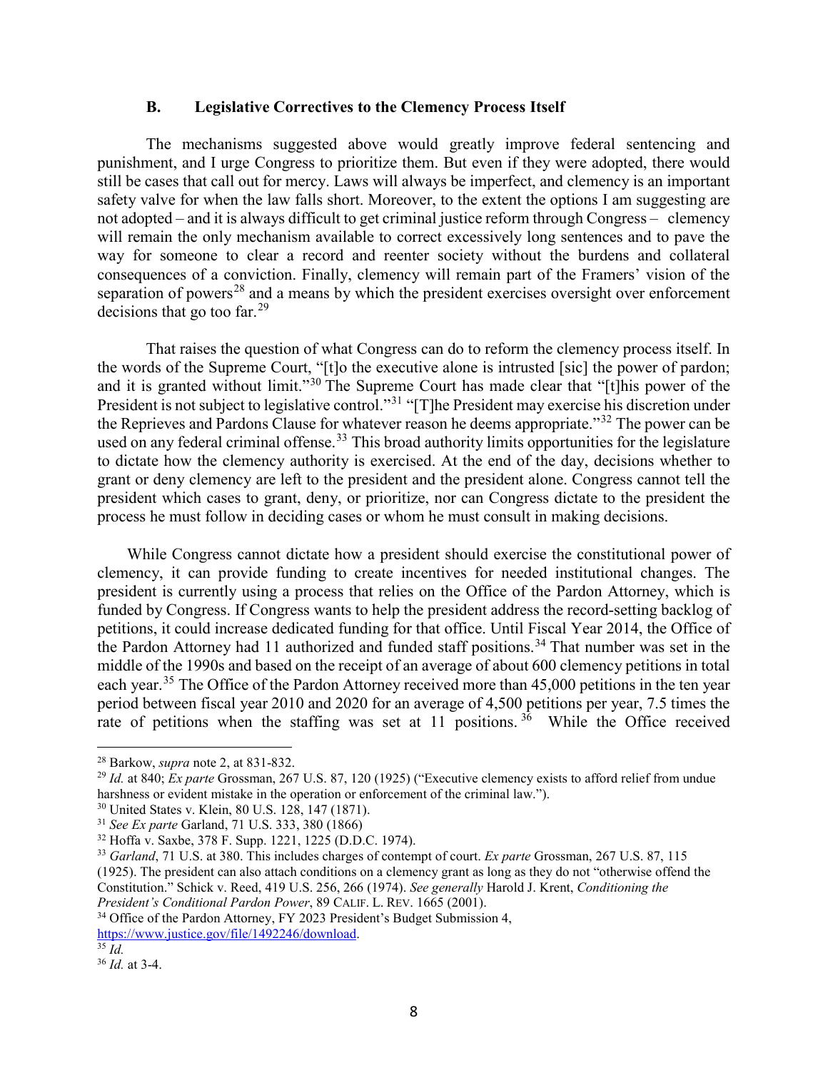### B. Legislative Correctives to the Clemency Process Itself

The mechanisms suggested above would greatly improve federal sentencing and punishment, and I urge Congress to prioritize them. But even if they were adopted, there would still be cases that call out for mercy. Laws will always be imperfect, and clemency is an important safety valve for when the law falls short. Moreover, to the extent the options I am suggesting are not adopted – and it is always difficult to get criminal justice reform through Congress – clemency will remain the only mechanism available to correct excessively long sentences and to pave the way for someone to clear a record and reenter society without the burdens and collateral consequences of a conviction. Finally, clemency will remain part of the Framers' vision of the separation of powers[28] and a means by which the president exercises oversight over enforcement decisions that go too far.[29]

That raises the question of what Congress can do to reform the clemency process itself. In the words of the Supreme Court, "[t]o the executive alone is intrusted [sic] the power of pardon; and it is granted without limit."[30] The Supreme Court has made clear that "[t]his power of the President is not subject to legislative control."[31] "[T]he President may exercise his discretion under the Reprieves and Pardons Clause for whatever reason he deems appropriate."[32] The power can be used on any federal criminal offense.[33] This broad authority limits opportunities for the legislature to dictate how the clemency authority is exercised. At the end of the day, decisions whether to grant or deny clemency are left to the president and the president alone. Congress cannot tell the president which cases to grant, deny, or prioritize, nor can Congress dictate to the president the process he must follow in deciding cases or whom he must consult in making decisions.

While Congress cannot dictate how a president should exercise the constitutional power of clemency, it can provide funding to create incentives for needed institutional changes. The president is currently using a process that relies on the Office of the Pardon Attorney, which is funded by Congress. If Congress wants to help the president address the record-setting backlog of petitions, it could increase dedicated funding for that office. Until Fiscal Year 2014, the Office of the Pardon Attorney had 11 authorized and funded staff positions.[34] That number was set in the middle of the 1990s and based on the receipt of an average of about 600 clemency petitions in total each year.[35] The Office of the Pardon Attorney received more than 45,000 petitions in the ten year period between fiscal year 2010 and 2020 for an average of 4,500 petitions per year, 7.5 times the rate of petitions when the staffing was set at 11 positions.[36] While the Office received

---

[28] Barkow, *supra* note 2, at 831-832.

[29] *Id.* at 840; *Ex parte* Grossman, 267 U.S. 87, 120 (1925) ("Executive clemency exists to afford relief from undue harshness or evident mistake in the operation or enforcement of the criminal law.").

[30] United States v. Klein, 80 U.S. 128, 147 (1871).

[31] *See Ex parte* Garland, 71 U.S. 333, 380 (1866)

[32] Hoffa v. Saxbe, 378 F. Supp. 1221, 1225 (D.D.C. 1974).

[33] *Garland*, 71 U.S. at 380. This includes charges of contempt of court. *Ex parte* Grossman, 267 U.S. 87, 115 (1925). The president can also attach conditions on a clemency grant as long as they do not "otherwise offend the Constitution." Schick v. Reed, 419 U.S. 256, 266 (1974). *See generally* Harold J. Krent, *Conditioning the President's Conditional Pardon Power*, 89 CALIF. L. REV. 1665 (2001).

[34] Office of the Pardon Attorney, FY 2023 President's Budget Submission 4, https://www.justice.gov/file/1492246/download.

[35] *Id.*

[36] *Id.* at 3-4.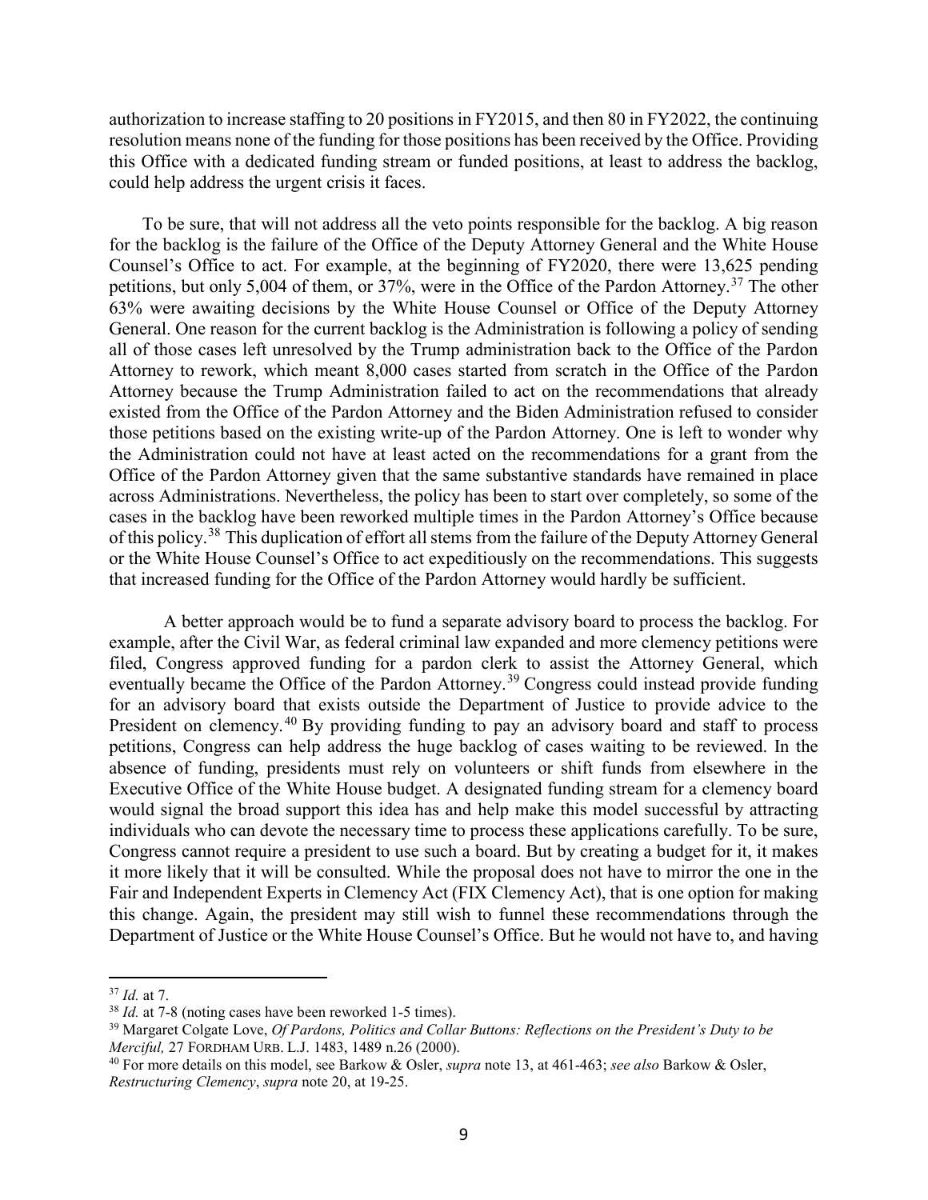authorization to increase staffing to 20 positions in FY2015, and then 80 in FY2022, the continuing resolution means none of the funding for those positions has been received by the Office. Providing this Office with a dedicated funding stream or funded positions, at least to address the backlog, could help address the urgent crisis it faces.

To be sure, that will not address all the veto points responsible for the backlog. A big reason for the backlog is the failure of the Office of the Deputy Attorney General and the White House Counsel's Office to act. For example, at the beginning of FY2020, there were 13,625 pending petitions, but only 5,004 of them, or 37%, were in the Office of the Pardon Attorney.[37] The other 63% were awaiting decisions by the White House Counsel or Office of the Deputy Attorney General. One reason for the current backlog is the Administration is following a policy of sending all of those cases left unresolved by the Trump administration back to the Office of the Pardon Attorney to rework, which meant 8,000 cases started from scratch in the Office of the Pardon Attorney because the Trump Administration failed to act on the recommendations that already existed from the Office of the Pardon Attorney and the Biden Administration refused to consider those petitions based on the existing write-up of the Pardon Attorney. One is left to wonder why the Administration could not have at least acted on the recommendations for a grant from the Office of the Pardon Attorney given that the same substantive standards have remained in place across Administrations. Nevertheless, the policy has been to start over completely, so some of the cases in the backlog have been reworked multiple times in the Pardon Attorney's Office because of this policy.[38] This duplication of effort all stems from the failure of the Deputy Attorney General or the White House Counsel's Office to act expeditiously on the recommendations. This suggests that increased funding for the Office of the Pardon Attorney would hardly be sufficient.

A better approach would be to fund a separate advisory board to process the backlog. For example, after the Civil War, as federal criminal law expanded and more clemency petitions were filed, Congress approved funding for a pardon clerk to assist the Attorney General, which eventually became the Office of the Pardon Attorney.[39] Congress could instead provide funding for an advisory board that exists outside the Department of Justice to provide advice to the President on clemency.[40] By providing funding to pay an advisory board and staff to process petitions, Congress can help address the huge backlog of cases waiting to be reviewed. In the absence of funding, presidents must rely on volunteers or shift funds from elsewhere in the Executive Office of the White House budget. A designated funding stream for a clemency board would signal the broad support this idea has and help make this model successful by attracting individuals who can devote the necessary time to process these applications carefully. To be sure, Congress cannot require a president to use such a board. But by creating a budget for it, it makes it more likely that it will be consulted. While the proposal does not have to mirror the one in the Fair and Independent Experts in Clemency Act (FIX Clemency Act), that is one option for making this change. Again, the president may still wish to funnel these recommendations through the Department of Justice or the White House Counsel's Office. But he would not have to, and having

---

[37] *Id.* at 7.

[38] *Id.* at 7-8 (noting cases have been reworked 1-5 times).

[39] Margaret Colgate Love, *Of Pardons, Politics and Collar Buttons: Reflections on the President's Duty to be Merciful,* 27 FORDHAM URB. L.J. 1483, 1489 n.26 (2000).

[40] For more details on this model, see Barkow & Osler, *supra* note 13, at 461-463; *see also* Barkow & Osler, *Restructuring Clemency*, *supra* note 20, at 19-25.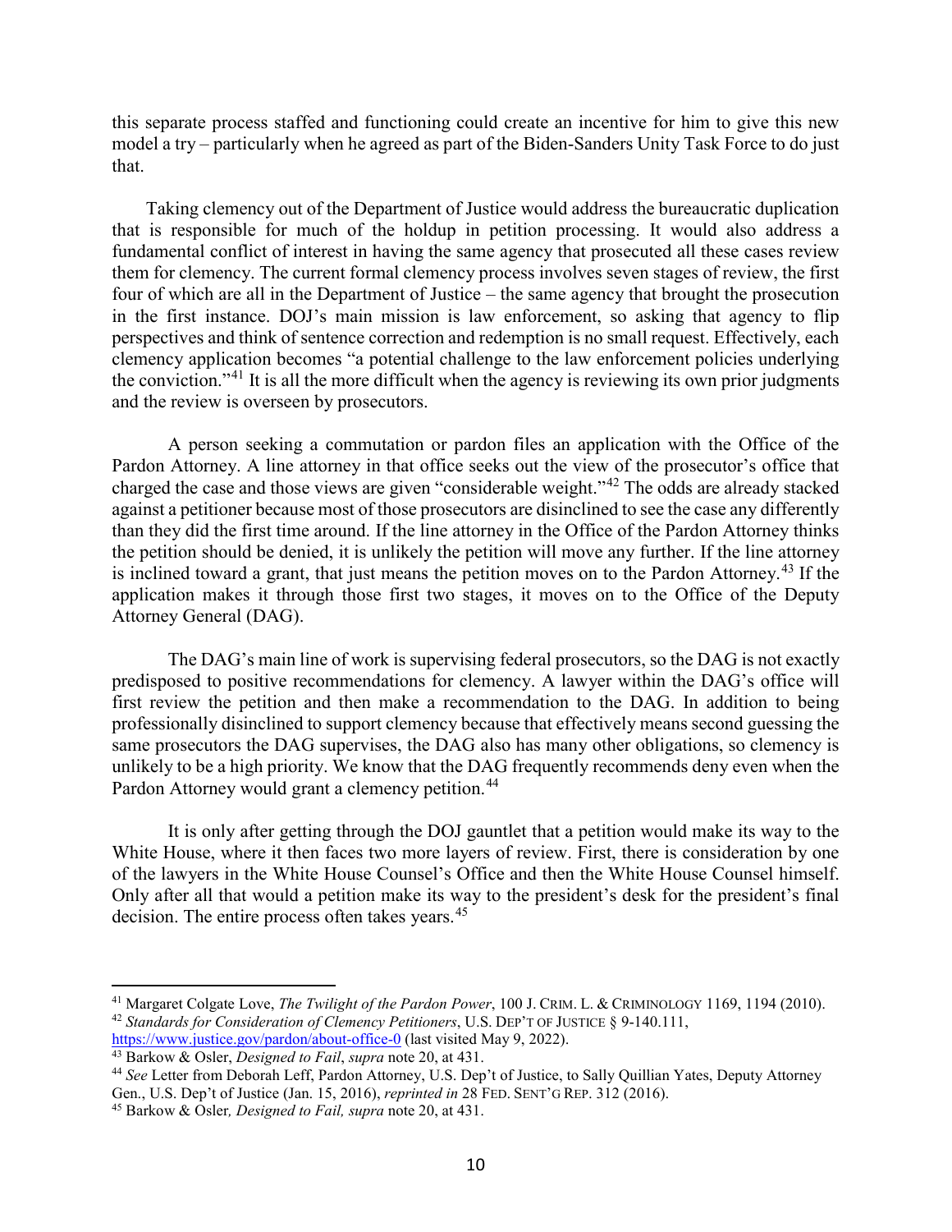this separate process staffed and functioning could create an incentive for him to give this new model a try – particularly when he agreed as part of the Biden-Sanders Unity Task Force to do just that.

Taking clemency out of the Department of Justice would address the bureaucratic duplication that is responsible for much of the holdup in petition processing. It would also address a fundamental conflict of interest in having the same agency that prosecuted all these cases review them for clemency. The current formal clemency process involves seven stages of review, the first four of which are all in the Department of Justice – the same agency that brought the prosecution in the first instance. DOJ's main mission is law enforcement, so asking that agency to flip perspectives and think of sentence correction and redemption is no small request. Effectively, each clemency application becomes "a potential challenge to the law enforcement policies underlying the conviction."[41] It is all the more difficult when the agency is reviewing its own prior judgments and the review is overseen by prosecutors.

A person seeking a commutation or pardon files an application with the Office of the Pardon Attorney. A line attorney in that office seeks out the view of the prosecutor's office that charged the case and those views are given "considerable weight."[42] The odds are already stacked against a petitioner because most of those prosecutors are disinclined to see the case any differently than they did the first time around. If the line attorney in the Office of the Pardon Attorney thinks the petition should be denied, it is unlikely the petition will move any further. If the line attorney is inclined toward a grant, that just means the petition moves on to the Pardon Attorney.[43] If the application makes it through those first two stages, it moves on to the Office of the Deputy Attorney General (DAG).

The DAG's main line of work is supervising federal prosecutors, so the DAG is not exactly predisposed to positive recommendations for clemency. A lawyer within the DAG's office will first review the petition and then make a recommendation to the DAG. In addition to being professionally disinclined to support clemency because that effectively means second guessing the same prosecutors the DAG supervises, the DAG also has many other obligations, so clemency is unlikely to be a high priority. We know that the DAG frequently recommends deny even when the Pardon Attorney would grant a clemency petition.[44]

It is only after getting through the DOJ gauntlet that a petition would make its way to the White House, where it then faces two more layers of review. First, there is consideration by one of the lawyers in the White House Counsel's Office and then the White House Counsel himself. Only after all that would a petition make its way to the president's desk for the president's final decision. The entire process often takes years.[45]

---

[41] Margaret Colgate Love, *The Twilight of the Pardon Power*, 100 J. CRIM. L. & CRIMINOLOGY 1169, 1194 (2010).

[42] *Standards for Consideration of Clemency Petitioners*, U.S. DEP'T OF JUSTICE § 9-140.111, https://www.justice.gov/pardon/about-office-0 (last visited May 9, 2022).

[43] Barkow & Osler, *Designed to Fail*, *supra* note 20, at 431.

[44] *See* Letter from Deborah Leff, Pardon Attorney, U.S. Dep't of Justice, to Sally Quillian Yates, Deputy Attorney Gen., U.S. Dep't of Justice (Jan. 15, 2016), *reprinted in* 28 FED. SENT'G REP. 312 (2016).

[45] Barkow & Osler*, Designed to Fail, supra* note 20, at 431.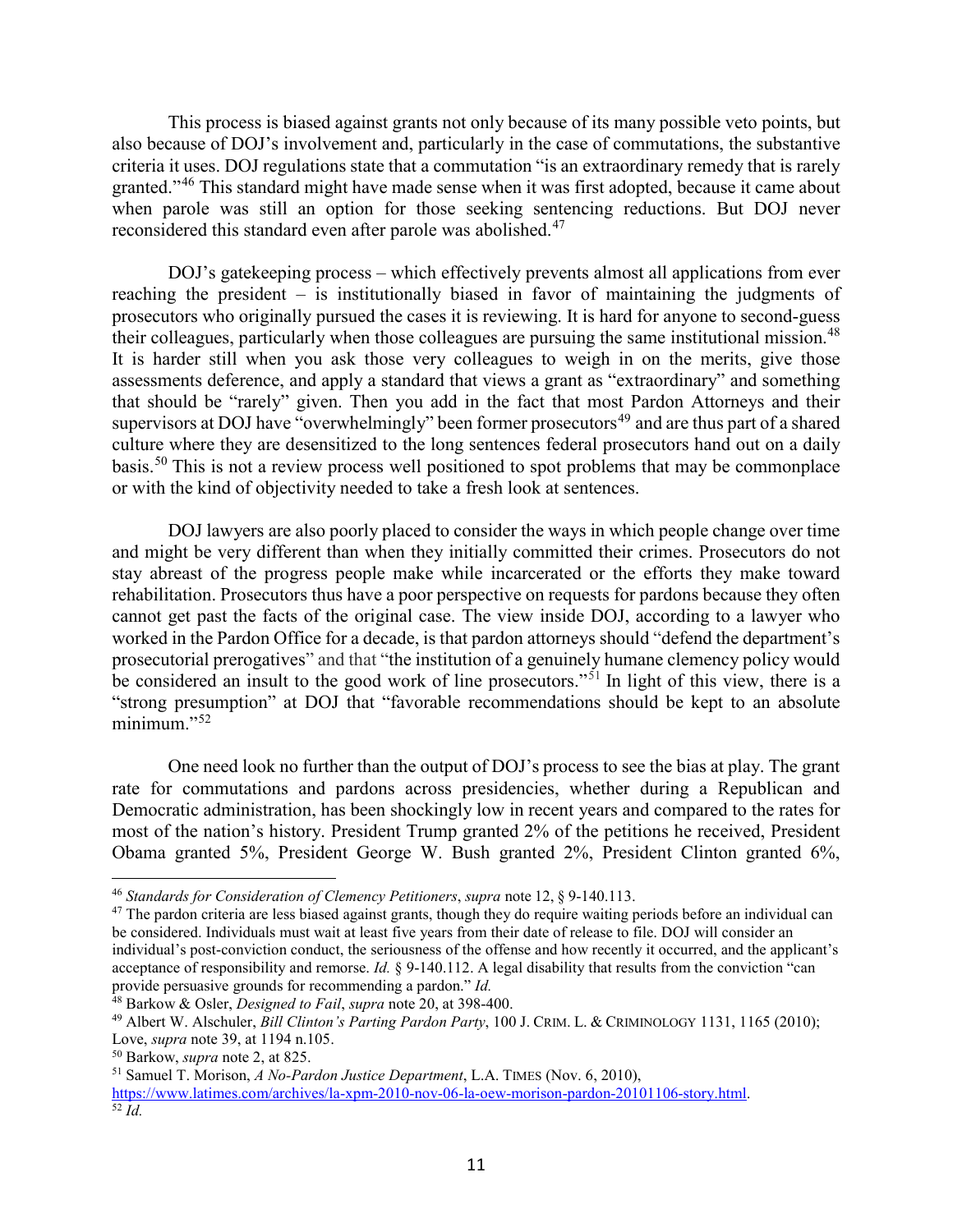This process is biased against grants not only because of its many possible veto points, but also because of DOJ's involvement and, particularly in the case of commutations, the substantive criteria it uses. DOJ regulations state that a commutation "is an extraordinary remedy that is rarely granted."[46] This standard might have made sense when it was first adopted, because it came about when parole was still an option for those seeking sentencing reductions. But DOJ never reconsidered this standard even after parole was abolished.[47]

DOJ's gatekeeping process – which effectively prevents almost all applications from ever reaching the president – is institutionally biased in favor of maintaining the judgments of prosecutors who originally pursued the cases it is reviewing. It is hard for anyone to second-guess their colleagues, particularly when those colleagues are pursuing the same institutional mission.[48] It is harder still when you ask those very colleagues to weigh in on the merits, give those assessments deference, and apply a standard that views a grant as "extraordinary" and something that should be "rarely" given. Then you add in the fact that most Pardon Attorneys and their supervisors at DOJ have "overwhelmingly" been former prosecutors[49] and are thus part of a shared culture where they are desensitized to the long sentences federal prosecutors hand out on a daily basis.[50] This is not a review process well positioned to spot problems that may be commonplace or with the kind of objectivity needed to take a fresh look at sentences.

DOJ lawyers are also poorly placed to consider the ways in which people change over time and might be very different than when they initially committed their crimes. Prosecutors do not stay abreast of the progress people make while incarcerated or the efforts they make toward rehabilitation. Prosecutors thus have a poor perspective on requests for pardons because they often cannot get past the facts of the original case. The view inside DOJ, according to a lawyer who worked in the Pardon Office for a decade, is that pardon attorneys should "defend the department's prosecutorial prerogatives" and that "the institution of a genuinely humane clemency policy would be considered an insult to the good work of line prosecutors."[51] In light of this view, there is a "strong presumption" at DOJ that "favorable recommendations should be kept to an absolute minimum."[52]

One need look no further than the output of DOJ's process to see the bias at play. The grant rate for commutations and pardons across presidencies, whether during a Republican and Democratic administration, has been shockingly low in recent years and compared to the rates for most of the nation's history. President Trump granted 2% of the petitions he received, President Obama granted 5%, President George W. Bush granted 2%, President Clinton granted 6%,

---

[46] *Standards for Consideration of Clemency Petitioners*, *supra* note 12, § 9-140.113.

[47] The pardon criteria are less biased against grants, though they do require waiting periods before an individual can be considered. Individuals must wait at least five years from their date of release to file. DOJ will consider an individual's post-conviction conduct, the seriousness of the offense and how recently it occurred, and the applicant's acceptance of responsibility and remorse. *Id.* § 9-140.112. A legal disability that results from the conviction "can provide persuasive grounds for recommending a pardon." *Id.*

[48] Barkow & Osler, *Designed to Fail*, *supra* note 20, at 398-400.

[49] Albert W. Alschuler, *Bill Clinton's Parting Pardon Party*, 100 J. CRIM. L. & CRIMINOLOGY 1131, 1165 (2010); Love, *supra* note 39, at 1194 n.105.

[50] Barkow, *supra* note 2, at 825.

[51] Samuel T. Morison, *A No-Pardon Justice Department*, L.A. TIMES (Nov. 6, 2010), https://www.latimes.com/archives/la-xpm-2010-nov-06-la-oew-morison-pardon-20101106-story.html.

[52] *Id.*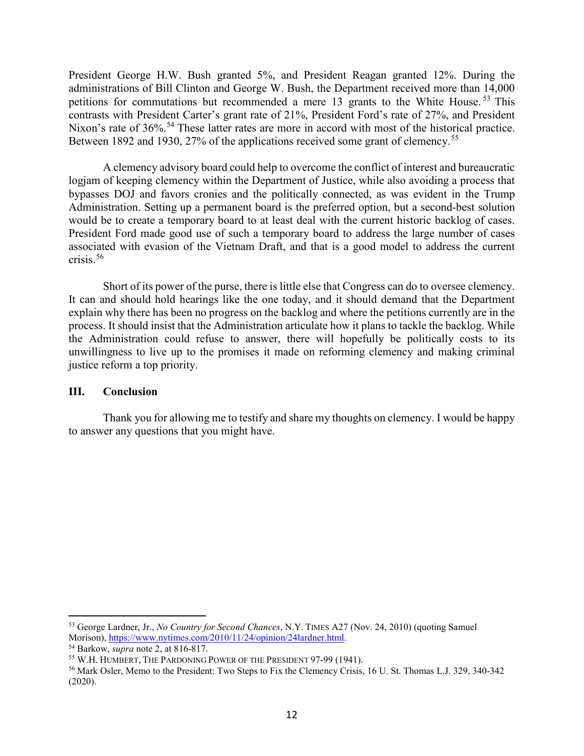President George H.W. Bush granted 5%, and President Reagan granted 12%. During the administrations of Bill Clinton and George W. Bush, the Department received more than 14,000 petitions for commutations but recommended a mere 13 grants to the White House.[53] This contrasts with President Carter's grant rate of 21%, President Ford's rate of 27%, and President Nixon's rate of 36%.[54] These latter rates are more in accord with most of the historical practice. Between 1892 and 1930, 27% of the applications received some grant of clemency.[55]

A clemency advisory board could help to overcome the conflict of interest and bureaucratic logjam of keeping clemency within the Department of Justice, while also avoiding a process that bypasses DOJ and favors cronies and the politically connected, as was evident in the Trump Administration. Setting up a permanent board is the preferred option, but a second-best solution would be to create a temporary board to at least deal with the current historic backlog of cases. President Ford made good use of such a temporary board to address the large number of cases associated with evasion of the Vietnam Draft, and that is a good model to address the current crisis.[56]

Short of its power of the purse, there is little else that Congress can do to oversee clemency. It can and should hold hearings like the one today, and it should demand that the Department explain why there has been no progress on the backlog and where the petitions currently are in the process. It should insist that the Administration articulate how it plans to tackle the backlog. While the Administration could refuse to answer, there will hopefully be politically costs to its unwillingness to live up to the promises it made on reforming clemency and making criminal justice reform a top priority.

## III. Conclusion

Thank you for allowing me to testify and share my thoughts on clemency. I would be happy to answer any questions that you might have.

---

[53] George Lardner, Jr., *No Country for Second Chances*, N.Y. TIMES A27 (Nov. 24, 2010) (quoting Samuel Morison), https://www.nytimes.com/2010/11/24/opinion/24lardner.html.

[54] Barkow, *supra* note 2, at 816-817.

[55] W.H. HUMBERT, THE PARDONING POWER OF THE PRESIDENT 97-99 (1941).

[56] Mark Osler, Memo to the President: Two Steps to Fix the Clemency Crisis, 16 U. St. Thomas L.J. 329, 340-342 (2020).